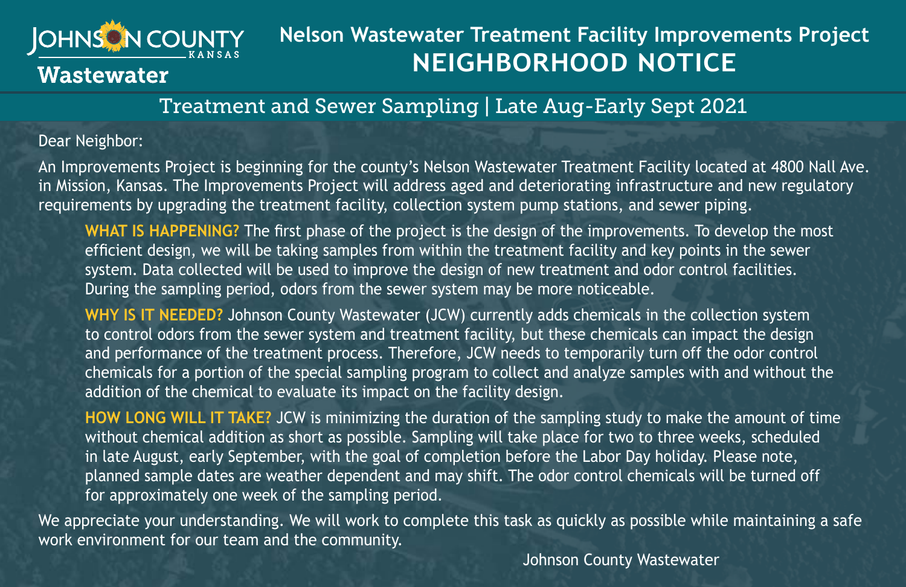Johnson County Kansas Wastewater

# Nelson Wastewater Treatment Facility Improvements Project
# NEIGHBORHOOD NOTICE

## Treatment and Sewer Sampling | Late Aug-Early Sept 2021

Dear Neighbor:

An Improvements Project is beginning for the county's Nelson Wastewater Treatment Facility located at 4800 Nall Ave. in Mission, Kansas. The Improvements Project will address aged and deteriorating infrastructure and new regulatory requirements by upgrading the treatment facility, collection system pump stations, and sewer piping.

**WHAT IS HAPPENING?** The first phase of the project is the design of the improvements. To develop the most efficient design, we will be taking samples from within the treatment facility and key points in the sewer system. Data collected will be used to improve the design of new treatment and odor control facilities. During the sampling period, odors from the sewer system may be more noticeable.

**WHY IS IT NEEDED?** Johnson County Wastewater (JCW) currently adds chemicals in the collection system to control odors from the sewer system and treatment facility, but these chemicals can impact the design and performance of the treatment process. Therefore, JCW needs to temporarily turn off the odor control chemicals for a portion of the special sampling program to collect and analyze samples with and without the addition of the chemical to evaluate its impact on the facility design.

**HOW LONG WILL IT TAKE?** JCW is minimizing the duration of the sampling study to make the amount of time without chemical addition as short as possible. Sampling will take place for two to three weeks, scheduled in late August, early September, with the goal of completion before the Labor Day holiday. Please note, planned sample dates are weather dependent and may shift. The odor control chemicals will be turned off for approximately one week of the sampling period.

We appreciate your understanding. We will work to complete this task as quickly as possible while maintaining a safe work environment for our team and the community.

Johnson County Wastewater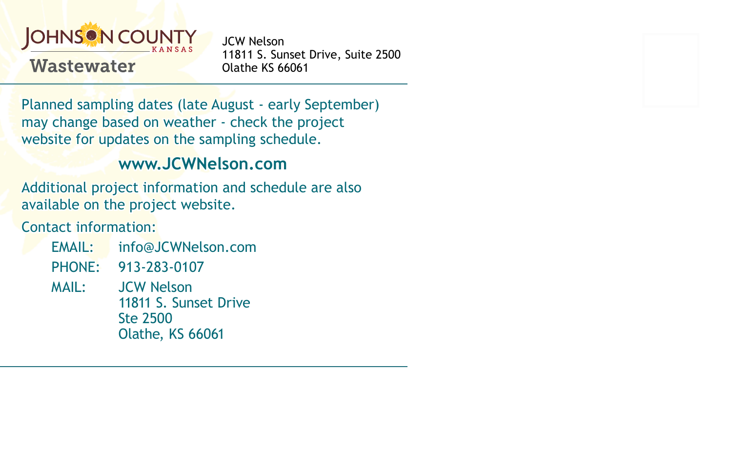JOHNSON COUNTY KANSAS

Wastewater

JCW Nelson
11811 S. Sunset Drive, Suite 2500
Olathe KS 66061

Planned sampling dates (late August - early September) may change based on weather - check the project website for updates on the sampling schedule.

**www.JCWNelson.com**

Additional project information and schedule are also available on the project website.

Contact information:

EMAIL: info@JCWNelson.com

PHONE: 913-283-0107

MAIL: JCW Nelson
11811 S. Sunset Drive
Ste 2500
Olathe, KS 66061